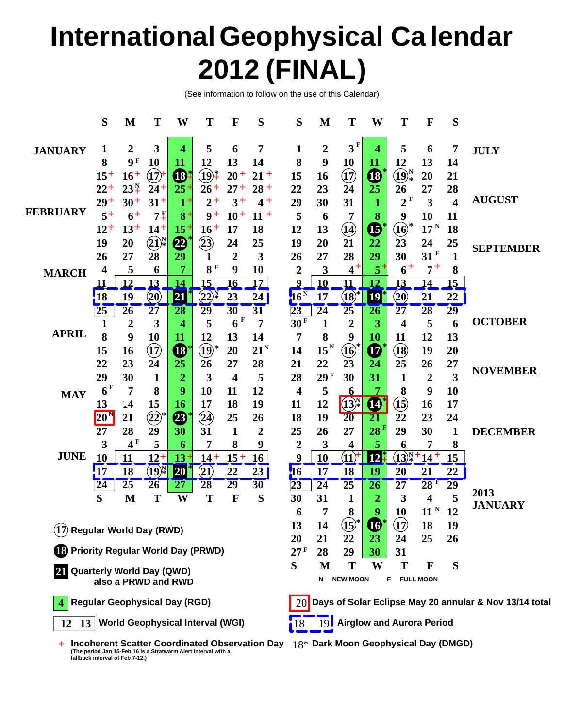# International Geophysical Calendar 2012 (FINAL)

(See information to follow on the use of this Calendar)

| Month | S | M | T | W | T | F | S | | S | M | T | W | T | F | S | Month |
|---|---|---|---|---|---|---|---|---|---|---|---|---|---|---|---|---|
| JANUARY | 1 | 2 | 3 | 4 | 5 | 6 | 7 | | 1 | 2 | 3 F | 4 | 5 | 6 | 7 | JULY |
| | 8 | 9 F | 10 | 11 | 12 | 13 | 14 | | 8 | 9 | 10 | 11 | 12 | 13 | 14 | |
| | 15+ | 16+ | (17)+ | ●18*+ | (19)*+ | 20+ | 21+ | | 15 | 16 | (17) | ●18* | (19)N* | 20 | 21 | |
| | 22+ | 23N+ | 24+ | 25+ | 26+ | 27+ | 28+ | | 22 | 23 | 24 | 25 | 26 | 27 | 28 | |
| | 29+ | 30+ | 31+ | 1+ | 2+ | 3+ | 4+ | | 29 | 30 | 31 | 1 | 2 F | 3 | 4 | AUGUST |
| FEBRUARY | 5+ | 6+ | 7F+ | 8+ | 9+ | 10+ | 11+ | | 5 | 6 | 7 | 8 | 9 | 10 | 11 | |
| | 12+ | 13+ | 14+ | 15+ | 16+ | 17 | 18 | | 12 | 13 | (14) | ●15* | (16)* | 17 N | 18 | |
| | 19 | 20 | (21)N* | ●22* | (23) | 24 | 25 | | 19 | 20 | 21 | 22 | 23 | 24 | 25 | |
| | 26 | 27 | 28 | 29 | 1 | 2 | 3 | | 26 | 27 | 28 | 29 | 30 | 31 F | 1 | SEPTEMBER |
| MARCH | 4 | 5 | 6 | 7 | 8 F | 9 | 10 | | 2 | 3 | 4+ | 5+ | 6+ | 7+ | 8 | |
| | [11] | [12] | [13] | [14] | [15] | [16] | [17] | | [9] | [10] | [11] | [12] | [13] | [14] | [15] | |
| | [18] | [19] | [(20)] | [■21*] | [(22)N*] | [23] | [24] | | [16 N] | [17] | [(18)*] | [■19*] | [(20)] | [21] | [22] | |
| | [25] | 26 | 27 | 28 | 29 | 30 | 31 | | [23] | 24 | 25 | 26 | 27 | 28 | 29 | |
| | 1 | 2 | 3 | 4 | 5 | 6 F | 7 | | 30 F | 1 | 2 | 3 | 4 | 5 | 6 | OCTOBER |
| APRIL | 8 | 9 | 10 | 11 | 12 | 13 | 14 | | 7 | 8 | 9 | 10 | 11 | 12 | 13 | |
| | 15 | 16 | (17) | ●18* | (19)* | 20 | 21 N | | 14 | 15 N | (16)* | ●17* | (18) | 19 | 20 | |
| | 22 | 23 | 24 | 25 | 26 | 27 | 28 | | 21 | 22 | 23 | 24 | 25 | 26 | 27 | |
| | 29 | 30 | 1 | 2 | 3 | 4 | 5 | | 28 | 29 F | 30 | 31 | 1 | 2 | 3 | NOVEMBER |
| MAY | 6 F | 7 | 8 | 9 | 10 | 11 | 12 | | 4 | 5 | 6 | 7 | 8 | 9 | 10 | |
| | 13 | 14 | 15 | 16 | 17 | 18 | 19 | | 11 | 12 | [(13)N*] | [●14*] | (15) | 16 | 17 | |
| | [20 N] | 21 | (22)* | ●23* | (24) | 25 | 26 | | 18 | 19 | 20 | 21 | 22 | 23 | 24 | |
| | 27 | 28 | 29 | 30 | 31 | 1 | 2 | | 25 | 26 | 27 | 28 F | 29 | 30 | 1 | DECEMBER |
| | 3 | 4 F | 5 | 6 | 7 | 8 | 9 | | 2 | 3 | 4 | 5 | 6 | 7 | 8 | |
| JUNE | [10] | [11] | [12+] | [13+] | [14+] | [15+] | [16] | | [9] | [10] | [(11)+] | [■12*+] | [(13)N*+] | [14+] | [15] | |
| | [17] | [18] | [(19)N*] | [■20*] | [(21)] | [22] | [23] | | [16] | [17] | [18] | [19] | [20] | [21] | [22] | |
| | [24] | 25 | 26 | 27 | 28 | 29 | 30 | | [23] | 24 | 25 | 26 | 27 | 28 F | 29 | |
| | S | M | T | W | T | F | S | | 30 | 31 | 1 | 2 | 3 | 4 | 5 | 2013 JANUARY |
| | | | | | | | | | 6 | 7 | 8 | 9 | 10 | 11 N | 12 | |
| | | | | | | | | | 13 | 14 | (15)* | ●16* | (17) | 18 | 19 | |
| | | | | | | | | | 20 | 21 | 22 | 23 | 24 | 25 | 26 | |
| | | | | | | | | | 27 F | 28 | 29 | 30 | 31 | | | |
| | | | | | | | | | S | M | T | W | T | F | S | |

N NEW MOON &nbsp;&nbsp; F FULL MOON

Wednesday column (highlighted) = Regular Geophysical Days.

**Legend:**

- (17) Regular World Day (RWD)
- ●18 Priority Regular World Day (PRWD)
- ■21 Quarterly World Day (QWD) also a PRWD and RWD
- 4 (highlighted) Regular Geophysical Day (RGD)
- [12 13] World Geophysical Interval (WGI)
- \+ Incoherent Scatter Coordinated Observation Day (The period Jan 15-Feb 16 is a Stratwarm Alert interval with a fallback interval of Feb 7-12.)
- [20] Days of Solar Eclipse May 20 annular & Nov 13/14 total
- [18 19] (dashed) Airglow and Aurora Period
- 18* Dark Moon Geophysical Day (DMGD)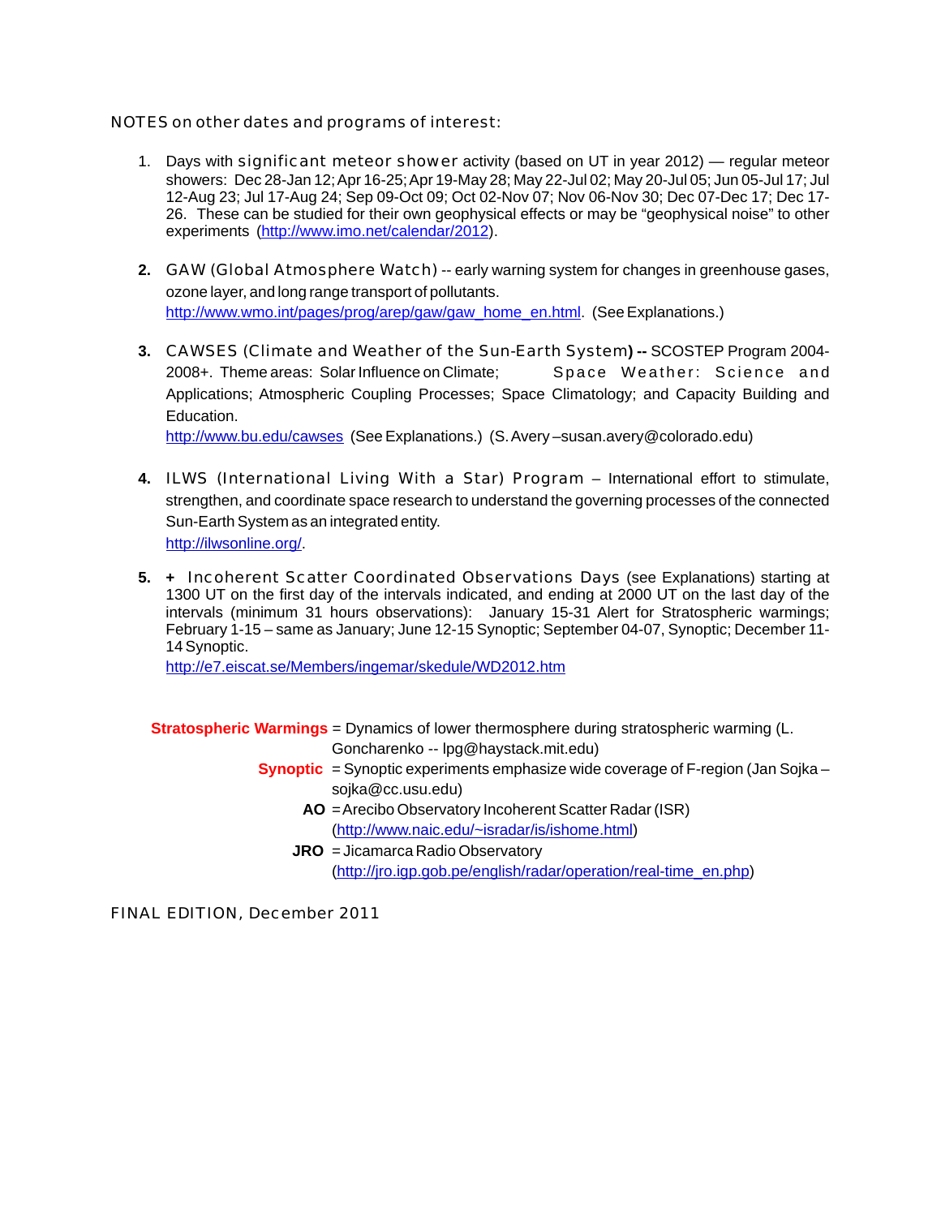NOTES on other dates and programs of interest:

1. Days with significant meteor shower activity (based on UT in year 2012) — regular meteor showers: Dec 28-Jan 12; Apr 16-25; Apr 19-May 28; May 22-Jul 02; May 20-Jul 05; Jun 05-Jul 17; Jul 12-Aug 23; Jul 17-Aug 24; Sep 09-Oct 09; Oct 02-Nov 07; Nov 06-Nov 30; Dec 07-Dec 17; Dec 17-26. These can be studied for their own geophysical effects or may be "geophysical noise" to other experiments (http://www.imo.net/calendar/2012).

2. GAW (Global Atmosphere Watch) -- early warning system for changes in greenhouse gases, ozone layer, and long range transport of pollutants.
http://www.wmo.int/pages/prog/arep/gaw/gaw_home_en.html. (See Explanations.)

3. CAWSES (Climate and Weather of the Sun-Earth System**) --** SCOSTEP Program 2004-2008+. Theme areas: Solar Influence on Climate; Space Weather: Science and Applications; Atmospheric Coupling Processes; Space Climatology; and Capacity Building and Education.
http://www.bu.edu/cawses (See Explanations.) (S. Avery –susan.avery@colorado.edu)

4. ILWS (International Living With a Star) Program – International effort to stimulate, strengthen, and coordinate space research to understand the governing processes of the connected Sun-Earth System as an integrated entity.
http://ilwsonline.org/.

5. **+** Incoherent Scatter Coordinated Observations Days (see Explanations) starting at 1300 UT on the first day of the intervals indicated, and ending at 2000 UT on the last day of the intervals (minimum 31 hours observations): January 15-31 Alert for Stratospheric warmings; February 1-15 – same as January; June 12-15 Synoptic; September 04-07, Synoptic; December 11-14 Synoptic.
http://e7.eiscat.se/Members/ingemar/skedule/WD2012.htm

**Stratospheric Warmings** = Dynamics of lower thermosphere during stratospheric warming (L. Goncharenko -- lpg@haystack.mit.edu)

**Synoptic** = Synoptic experiments emphasize wide coverage of F-region (Jan Sojka – sojka@cc.usu.edu)

**AO** = Arecibo Observatory Incoherent Scatter Radar (ISR) (http://www.naic.edu/~isradar/is/ishome.html)

**JRO** = Jicamarca Radio Observatory (http://jro.igp.gob.pe/english/radar/operation/real-time_en.php)

FINAL EDITION, December 2011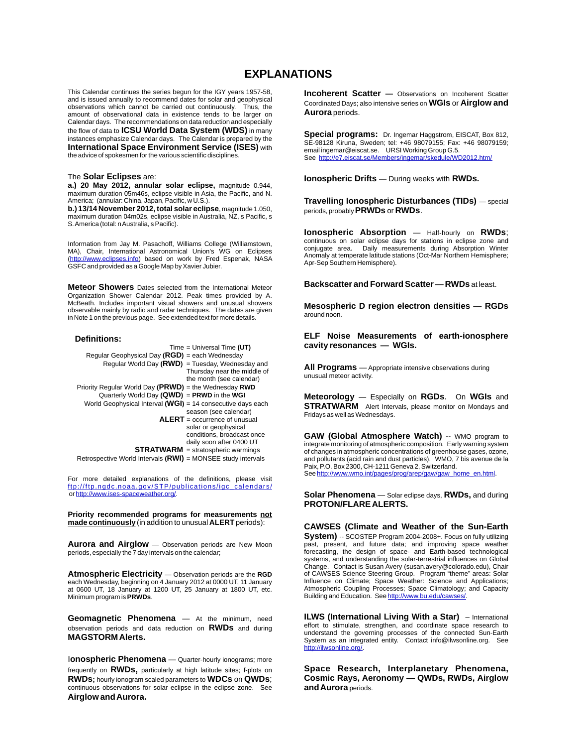# EXPLANATIONS

This Calendar continues the series begun for the IGY years 1957-58, and is issued annually to recommend dates for solar and geophysical observations which cannot be carried out continuously. Thus, the amount of observational data in existence tends to be larger on Calendar days. The recommendations on data reduction and especially the flow of data to **ICSU World Data System (WDS)** in many instances emphasize Calendar days. The Calendar is prepared by the **International Space Environment Service (ISES)** with the advice of spokesmen for the various scientific disciplines.

The **Solar Eclipses** are:
**a.) 20 May 2012, annular solar eclipse,** magnitude 0.944, maximum duration 05m46s, eclipse visible in Asia, the Pacific, and N. America; (annular: China, Japan, Pacific, w U.S.).
**b.) 13/14 November 2012, total solar eclipse**, magnitude 1.050, maximum duration 04m02s, eclipse visible in Australia, NZ, s Pacific, s S. America (total: n Australia, s Pacific).

Information from Jay M. Pasachoff, Williams College (Williamstown, MA), Chair, International Astronomical Union's WG on Eclipses (http://www.eclipses.info) based on work by Fred Espenak, NASA GSFC and provided as a Google Map by Xavier Jubier.

**Meteor Showers** Dates selected from the International Meteor Organization Shower Calendar 2012. Peak times provided by A. McBeath. Includes important visual showers and unusual showers observable mainly by radio and radar techniques. The dates are given in Note 1 on the previous page. See extended text for more details.

**Definitions:**

| | |
|---|---|
| Time | = Universal Time **(UT)** |
| Regular Geophysical Day **(RGD)** | = each Wednesday |
| Regular World Day **(RWD)** | = Tuesday, Wednesday and Thursday near the middle of the month (see calendar) |
| Priority Regular World Day **(PRWD)** | = the Wednesday **RWD** |
| Quarterly World Day **(QWD)** | = **PRWD** in the **WGI** |
| World Geophysical Interval **(WGI)** | = 14 consecutive days each season (see calendar) |
| **ALERT** | = occurrence of unusual solar or geophysical conditions, broadcast once daily soon after 0400 UT |
| **STRATWARM** | = stratospheric warmings |
| Retrospective World Intervals **(RWI)** | = MONSEE study intervals |

For more detailed explanations of the definitions, please visit ftp://ftp.ngdc.noaa.gov/STP/publications/igc_calendars/ or http://www.ises-spaceweather.org/.

**Priority recommended programs for measurements not made continuously** (in addition to unusual **ALERT** periods):

**Aurora and Airglow** — Observation periods are New Moon periods, especially the 7 day intervals on the calendar;

**Atmospheric Electricity** — Observation periods are the **RGD** each Wednesday, beginning on 4 January 2012 at 0000 UT, 11 January at 0600 UT, 18 January at 1200 UT, 25 January at 1800 UT, etc. Minimum program is **PRWDs**.

**Geomagnetic Phenomena** — At the minimum, need observation periods and data reduction on **RWDs** and during **MAGSTORM Alerts.**

**Ionospheric Phenomena** — Quarter-hourly ionograms; more frequently on **RWDs,** particularly at high latitude sites; f-plots on **RWDs;** hourly ionogram scaled parameters to **WDCs** on **QWDs**; continuous observations for solar eclipse in the eclipse zone. See **Airglow and Aurora.**

**Incoherent Scatter —** Observations on Incoherent Scatter Coordinated Days; also intensive series on **WGIs** or **Airglow and Aurora** periods.

**Special programs:** Dr. Ingemar Haggstrom, EISCAT, Box 812, SE-98128 Kiruna, Sweden; tel: +46 98079155; Fax: +46 98079159; email ingemar@eiscat.se. URSI Working Group G.5. See http://e7.eiscat.se/Members/ingemar/skedule/WD2012.htm/

**Ionospheric Drifts** — During weeks with **RWDs.**

**Travelling Ionospheric Disturbances (TIDs)** — special periods, probably **PRWDs** or **RWDs**.

**Ionospheric Absorption** — Half-hourly on **RWDs**; continuous on solar eclipse days for stations in eclipse zone and conjugate area. Daily measurements during Absorption Winter Anomaly at temperate latitude stations (Oct-Mar Northern Hemisphere; Apr-Sep Southern Hemisphere).

**Backscatter and Forward Scatter** — **RWDs** at least.

**Mesospheric D region electron densities** — **RGDs** around noon.

**ELF Noise Measurements of earth-ionosphere cavity resonances — WGIs.**

**All Programs** — Appropriate intensive observations during unusual meteor activity.

**Meteorology** — Especially on **RGDs**. On **WGIs** and **STRATWARM** Alert Intervals, please monitor on Mondays and Fridays as well as Wednesdays.

**GAW (Global Atmosphere Watch)** -- WMO program to integrate monitoring of atmospheric composition. Early warning system of changes in atmospheric concentrations of greenhouse gases, ozone, and pollutants (acid rain and dust particles). WMO, 7 bis avenue de la Paix, P.O. Box 2300, CH-1211 Geneva 2, Switzerland. See http://www.wmo.int/pages/prog/arep/gaw/gaw_home_en.html.

**Solar Phenomena** — Solar eclipse days, **RWDs,** and during **PROTON/FLARE ALERTS.**

**CAWSES (Climate and Weather of the Sun-Earth System)** -- SCOSTEP Program 2004-2008+. Focus on fully utilizing past, present, and future data; and improving space weather forecasting, the design of space- and Earth-based technological systems, and understanding the solar-terrestrial influences on Global Change. Contact is Susan Avery (susan.avery@colorado.edu), Chair of CAWSES Science Steering Group. Program "theme" areas: Solar Influence on Climate; Space Weather: Science and Applications; Atmospheric Coupling Processes; Space Climatology; and Capacity Building and Education. See http://www.bu.edu/cawses/.

**ILWS (International Living With a Star)** – International effort to stimulate, strengthen, and coordinate space research to understand the governing processes of the connected Sun-Earth System as an integrated entity. Contact info@ilwsonline.org. See http://ilwsonline.org/.

**Space Research, Interplanetary Phenomena, Cosmic Rays, Aeronomy — QWDs, RWDs, Airglow and Aurora** periods.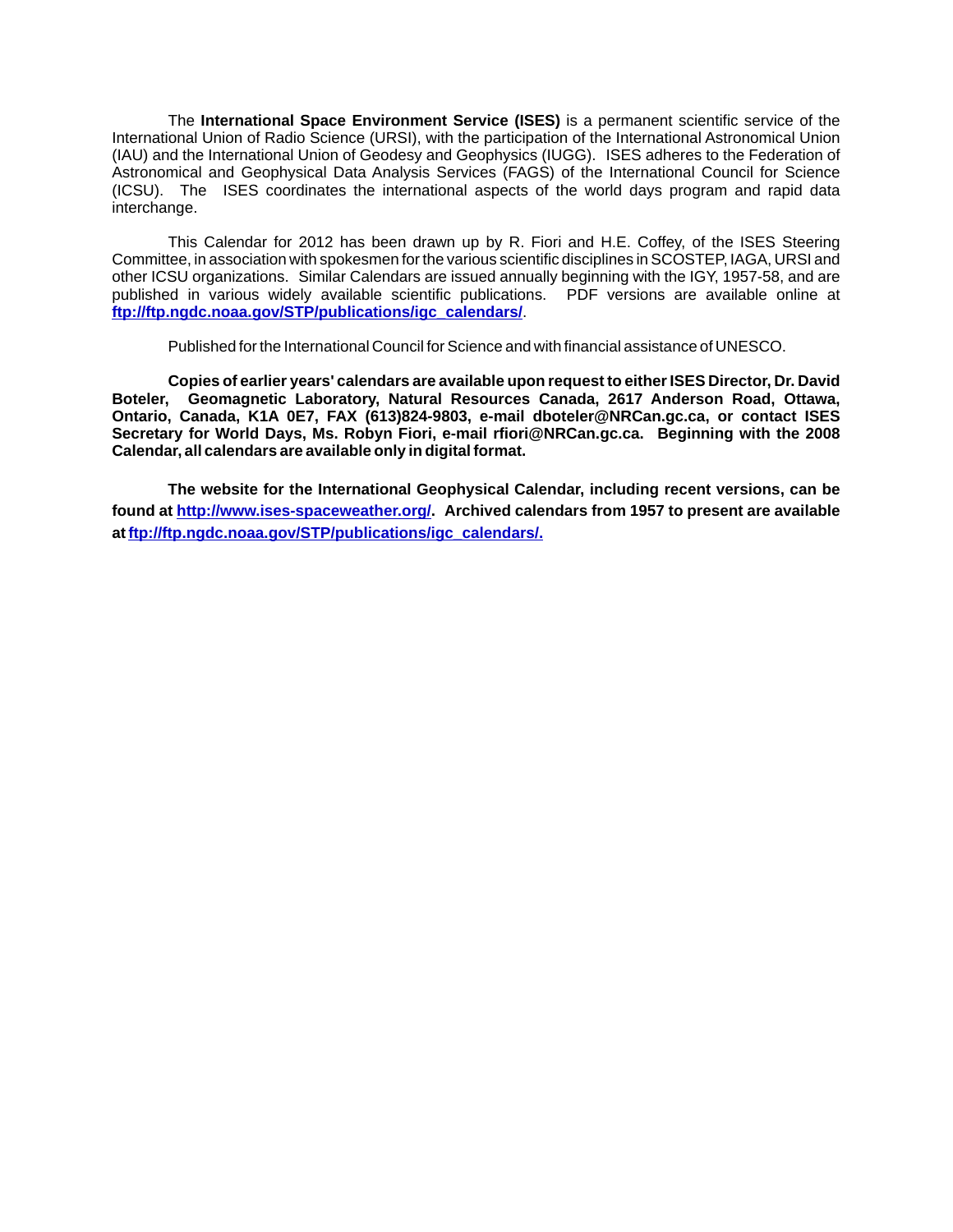The **International Space Environment Service (ISES)** is a permanent scientific service of the International Union of Radio Science (URSI), with the participation of the International Astronomical Union (IAU) and the International Union of Geodesy and Geophysics (IUGG). ISES adheres to the Federation of Astronomical and Geophysical Data Analysis Services (FAGS) of the International Council for Science (ICSU). The ISES coordinates the international aspects of the world days program and rapid data interchange.

This Calendar for 2012 has been drawn up by R. Fiori and H.E. Coffey, of the ISES Steering Committee, in association with spokesmen for the various scientific disciplines in SCOSTEP, IAGA, URSI and other ICSU organizations. Similar Calendars are issued annually beginning with the IGY, 1957-58, and are published in various widely available scientific publications. PDF versions are available online at **ftp://ftp.ngdc.noaa.gov/STP/publications/igc_calendars/**.

Published for the International Council for Science and with financial assistance of UNESCO.

**Copies of earlier years' calendars are available upon request to either ISES Director, Dr. David Boteler, Geomagnetic Laboratory, Natural Resources Canada, 2617 Anderson Road, Ottawa, Ontario, Canada, K1A 0E7, FAX (613)824-9803, e-mail dboteler@NRCan.gc.ca, or contact ISES Secretary for World Days, Ms. Robyn Fiori, e-mail rfiori@NRCan.gc.ca. Beginning with the 2008 Calendar, all calendars are available only in digital format.**

**The website for the International Geophysical Calendar, including recent versions, can be found at http://www.ises-spaceweather.org/. Archived calendars from 1957 to present are available at ftp://ftp.ngdc.noaa.gov/STP/publications/igc_calendars/.**